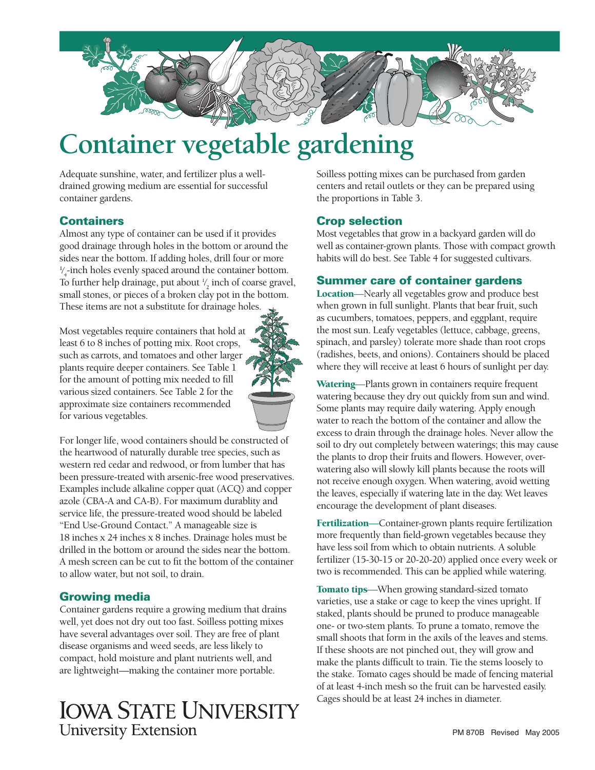# Container vegetable gardening

Adequate sunshine, water, and fertilizer plus a well-drained growing medium are essential for successful container gardens.

## Containers

Almost any type of container can be used if it provides good drainage through holes in the bottom or around the sides near the bottom. If adding holes, drill four or more ¼-inch holes evenly spaced around the container bottom. To further help drainage, put about ½ inch of coarse gravel, small stones, or pieces of a broken clay pot in the bottom. These items are not a substitute for drainage holes.

Most vegetables require containers that hold at least 6 to 8 inches of potting mix. Root crops, such as carrots, and tomatoes and other larger plants require deeper containers. See Table 1 for the amount of potting mix needed to fill various sized containers. See Table 2 for the approximate size containers recommended for various vegetables.

For longer life, wood containers should be constructed of the heartwood of naturally durable tree species, such as western red cedar and redwood, or from lumber that has been pressure-treated with arsenic-free wood preservatives. Examples include alkaline copper quat (ACQ) and copper azole (CBA-A and CA-B). For maximum durablity and service life, the pressure-treated wood should be labeled "End Use-Ground Contact." A manageable size is 18 inches x 24 inches x 8 inches. Drainage holes must be drilled in the bottom or around the sides near the bottom. A mesh screen can be cut to fit the bottom of the container to allow water, but not soil, to drain.

## Growing media

Container gardens require a growing medium that drains well, yet does not dry out too fast. Soilless potting mixes have several advantages over soil. They are free of plant disease organisms and weed seeds, are less likely to compact, hold moisture and plant nutrients well, and are lightweight—making the container more portable.

Soilless potting mixes can be purchased from garden centers and retail outlets or they can be prepared using the proportions in Table 3.

## Crop selection

Most vegetables that grow in a backyard garden will do well as container-grown plants. Those with compact growth habits will do best. See Table 4 for suggested cultivars.

## Summer care of container gardens

**Location**—Nearly all vegetables grow and produce best when grown in full sunlight. Plants that bear fruit, such as cucumbers, tomatoes, peppers, and eggplant, require the most sun. Leafy vegetables (lettuce, cabbage, greens, spinach, and parsley) tolerate more shade than root crops (radishes, beets, and onions). Containers should be placed where they will receive at least 6 hours of sunlight per day.

**Watering**—Plants grown in containers require frequent watering because they dry out quickly from sun and wind. Some plants may require daily watering. Apply enough water to reach the bottom of the container and allow the excess to drain through the drainage holes. Never allow the soil to dry out completely between waterings; this may cause the plants to drop their fruits and flowers. However, over-watering also will slowly kill plants because the roots will not receive enough oxygen. When watering, avoid wetting the leaves, especially if watering late in the day. Wet leaves encourage the development of plant diseases.

**Fertilization**—Container-grown plants require fertilization more frequently than field-grown vegetables because they have less soil from which to obtain nutrients. A soluble fertilizer (15-30-15 or 20-20-20) applied once every week or two is recommended. This can be applied while watering.

**Tomato tips**—When growing standard-sized tomato varieties, use a stake or cage to keep the vines upright. If staked, plants should be pruned to produce manageable one- or two-stem plants. To prune a tomato, remove the small shoots that form in the axils of the leaves and stems. If these shoots are not pinched out, they will grow and make the plants difficult to train. Tie the stems loosely to the stake. Tomato cages should be made of fencing material of at least 4-inch mesh so the fruit can be harvested easily. Cages should be at least 24 inches in diameter.

IOWA STATE UNIVERSITY
University Extension

PM 870B Revised May 2005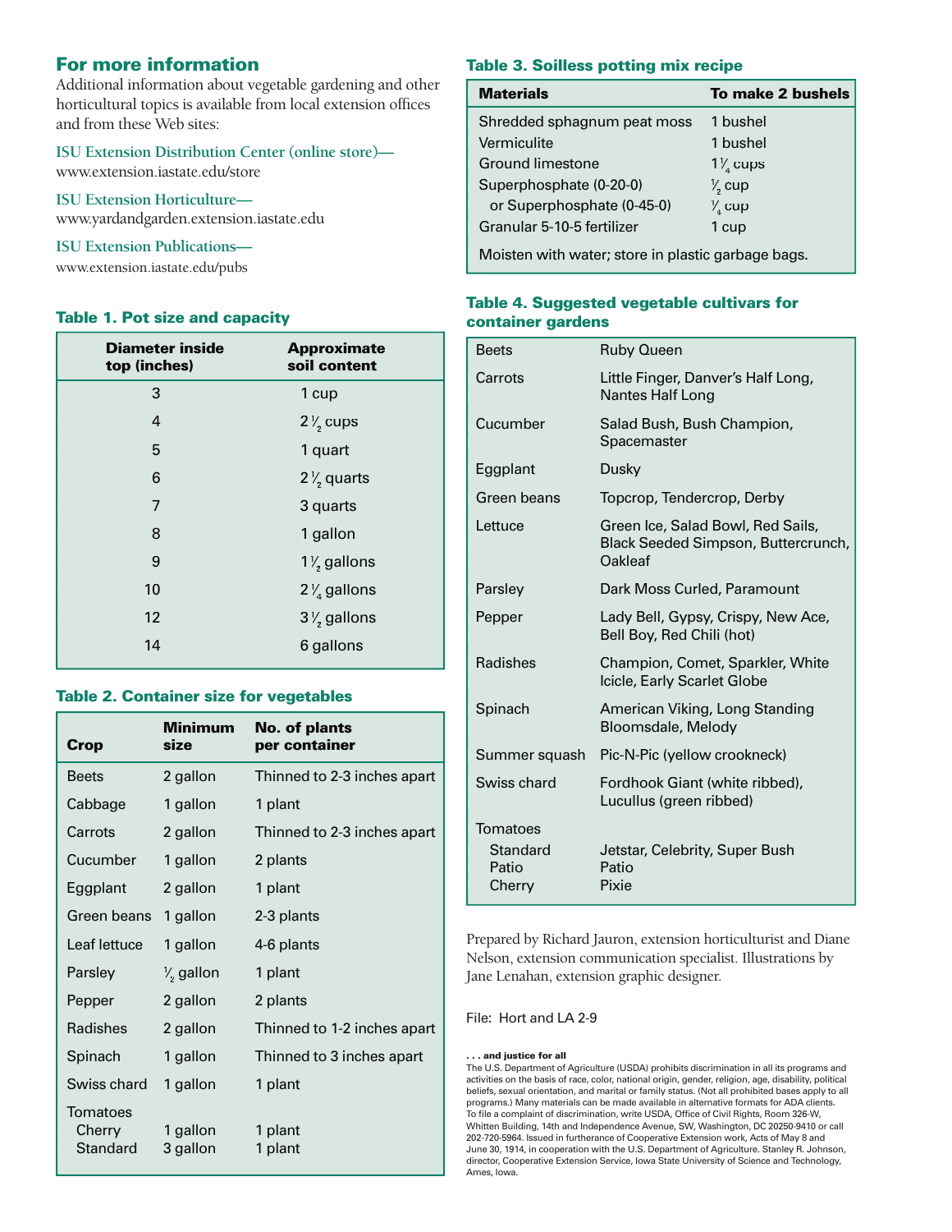## For more information

Additional information about vegetable gardening and other horticultural topics is available from local extension offices and from these Web sites:

**ISU Extension Distribution Center (online store)—**
www.extension.iastate.edu/store

**ISU Extension Horticulture—**
www.yardandgarden.extension.iastate.edu

**ISU Extension Publications—**
www.extension.iastate.edu/pubs

### Table 1. Pot size and capacity

| Diameter inside top (inches) | Approximate soil content |
|---|---|
| 3 | 1 cup |
| 4 | 2½ cups |
| 5 | 1 quart |
| 6 | 2½ quarts |
| 7 | 3 quarts |
| 8 | 1 gallon |
| 9 | 1½ gallons |
| 10 | 2¼ gallons |
| 12 | 3½ gallons |
| 14 | 6 gallons |

### Table 2. Container size for vegetables

| Crop | Minimum size | No. of plants per container |
|---|---|---|
| Beets | 2 gallon | Thinned to 2-3 inches apart |
| Cabbage | 1 gallon | 1 plant |
| Carrots | 2 gallon | Thinned to 2-3 inches apart |
| Cucumber | 1 gallon | 2 plants |
| Eggplant | 2 gallon | 1 plant |
| Green beans | 1 gallon | 2-3 plants |
| Leaf lettuce | 1 gallon | 4-6 plants |
| Parsley | ½ gallon | 1 plant |
| Pepper | 2 gallon | 2 plants |
| Radishes | 2 gallon | Thinned to 1-2 inches apart |
| Spinach | 1 gallon | Thinned to 3 inches apart |
| Swiss chard | 1 gallon | 1 plant |
| Tomatoes | | |
| Cherry | 1 gallon | 1 plant |
| Standard | 3 gallon | 1 plant |

### Table 3. Soilless potting mix recipe

| Materials | To make 2 bushels |
|---|---|
| Shredded sphagnum peat moss | 1 bushel |
| Vermiculite | 1 bushel |
| Ground limestone | 1¼ cups |
| Superphosphate (0-20-0) | ½ cup |
| or Superphosphate (0-45-0) | ¼ cup |
| Granular 5-10-5 fertilizer | 1 cup |
| Moisten with water; store in plastic garbage bags. | |

### Table 4. Suggested vegetable cultivars for container gardens

| | |
|---|---|
| Beets | Ruby Queen |
| Carrots | Little Finger, Danver's Half Long, Nantes Half Long |
| Cucumber | Salad Bush, Bush Champion, Spacemaster |
| Eggplant | Dusky |
| Green beans | Topcrop, Tendercrop, Derby |
| Lettuce | Green Ice, Salad Bowl, Red Sails, Black Seeded Simpson, Buttercrunch, Oakleaf |
| Parsley | Dark Moss Curled, Paramount |
| Pepper | Lady Bell, Gypsy, Crispy, New Ace, Bell Boy, Red Chili (hot) |
| Radishes | Champion, Comet, Sparkler, White Icicle, Early Scarlet Globe |
| Spinach | American Viking, Long Standing Bloomsdale, Melody |
| Summer squash | Pic-N-Pic (yellow crookneck) |
| Swiss chard | Fordhook Giant (white ribbed), Lucullus (green ribbed) |
| Tomatoes | |
| Standard | Jetstar, Celebrity, Super Bush |
| Patio | Patio |
| Cherry | Pixie |

Prepared by Richard Jauron, extension horticulturist and Diane Nelson, extension communication specialist. Illustrations by Jane Lenahan, extension graphic designer.

File: Hort and LA 2-9

**. . . and justice for all**
The U.S. Department of Agriculture (USDA) prohibits discrimination in all its programs and activities on the basis of race, color, national origin, gender, religion, age, disability, political beliefs, sexual orientation, and marital or family status. (Not all prohibited bases apply to all programs.) Many materials can be made available in alternative formats for ADA clients. To file a complaint of discrimination, write USDA, Office of Civil Rights, Room 326-W, Whitten Building, 14th and Independence Avenue, SW, Washington, DC 20250-9410 or call 202-720-5964. Issued in furtherance of Cooperative Extension work, Acts of May 8 and June 30, 1914, in cooperation with the U.S. Department of Agriculture. Stanley R. Johnson, director, Cooperative Extension Service, Iowa State University of Science and Technology, Ames, Iowa.